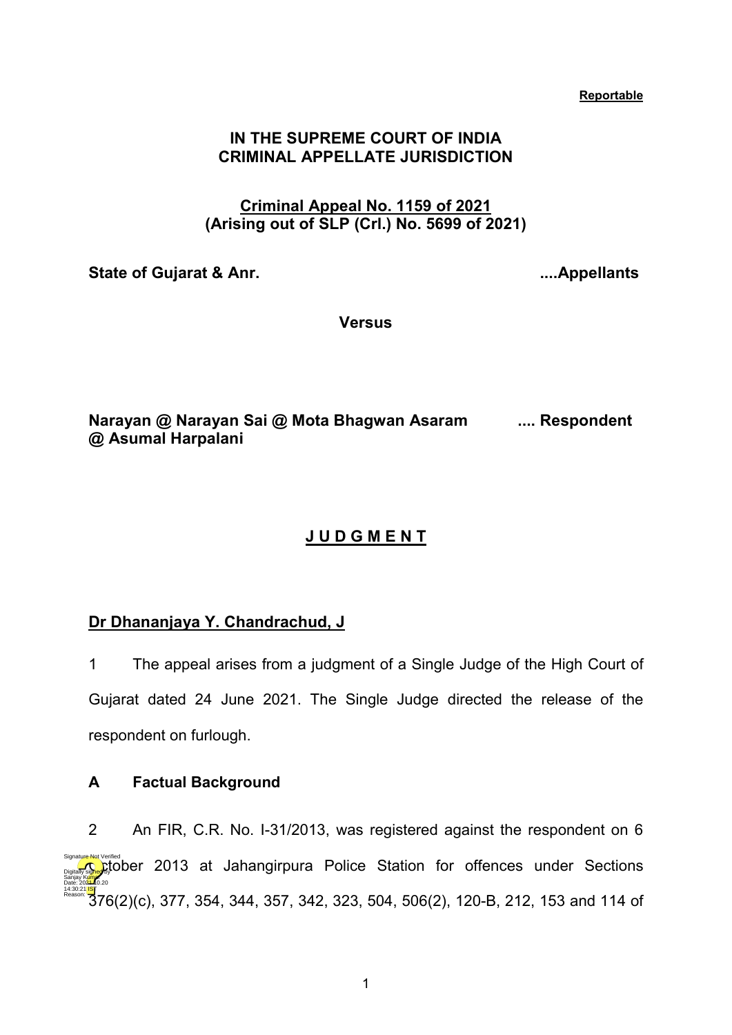**Reportable**

**IN THE SUPREME COURT OF INDIA**
**CRIMINAL APPELLATE JURISDICTION**

**Criminal Appeal No. 1159 of 2021**
**(Arising out of SLP (Crl.) No. 5699 of 2021)**

**State of Gujarat & Anr.** **....Appellants**

**Versus**

**Narayan @ Narayan Sai @ Mota Bhagwan Asaram @ Asumal Harpalani** **.... Respondent**

## J U D G M E N T

**Dr Dhananjaya Y. Chandrachud, J**

1 The appeal arises from a judgment of a Single Judge of the High Court of Gujarat dated 24 June 2021. The Single Judge directed the release of the respondent on furlough.

### A Factual Background

2 An FIR, C.R. No. I-31/2013, was registered against the respondent on 6 October 2013 at Jahangirpura Police Station for offences under Sections 376(2)(c), 377, 354, 344, 357, 342, 323, 504, 506(2), 120-B, 212, 153 and 114 of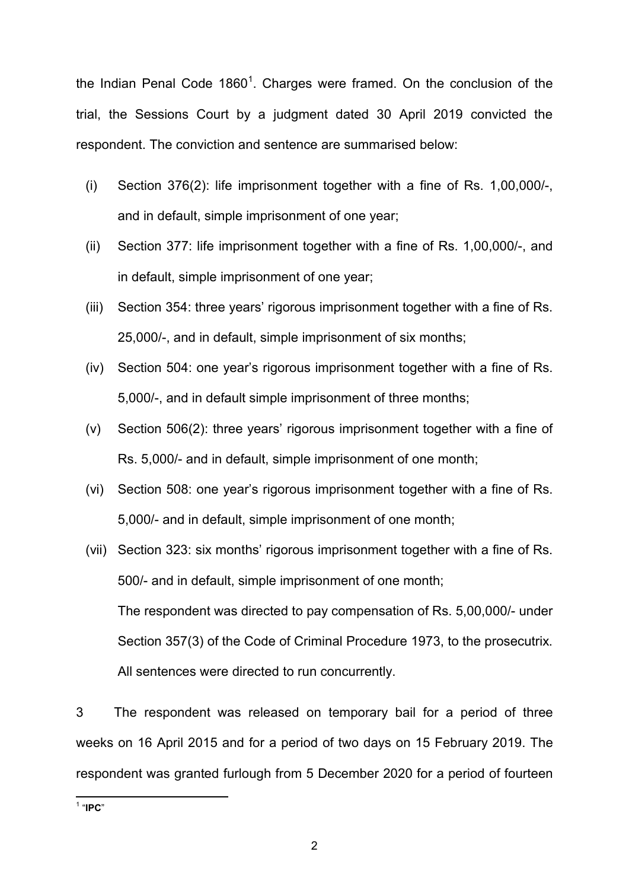the Indian Penal Code 1860[1]. Charges were framed. On the conclusion of the trial, the Sessions Court by a judgment dated 30 April 2019 convicted the respondent. The conviction and sentence are summarised below:

(i) Section 376(2): life imprisonment together with a fine of Rs. 1,00,000/-, and in default, simple imprisonment of one year;

(ii) Section 377: life imprisonment together with a fine of Rs. 1,00,000/-, and in default, simple imprisonment of one year;

(iii) Section 354: three years' rigorous imprisonment together with a fine of Rs. 25,000/-, and in default, simple imprisonment of six months;

(iv) Section 504: one year's rigorous imprisonment together with a fine of Rs. 5,000/-, and in default simple imprisonment of three months;

(v) Section 506(2): three years' rigorous imprisonment together with a fine of Rs. 5,000/- and in default, simple imprisonment of one month;

(vi) Section 508: one year's rigorous imprisonment together with a fine of Rs. 5,000/- and in default, simple imprisonment of one month;

(vii) Section 323: six months' rigorous imprisonment together with a fine of Rs. 500/- and in default, simple imprisonment of one month;

The respondent was directed to pay compensation of Rs. 5,00,000/- under Section 357(3) of the Code of Criminal Procedure 1973, to the prosecutrix. All sentences were directed to run concurrently.

3 The respondent was released on temporary bail for a period of three weeks on 16 April 2015 and for a period of two days on 15 February 2019. The respondent was granted furlough from 5 December 2020 for a period of fourteen

[1] "**IPC**"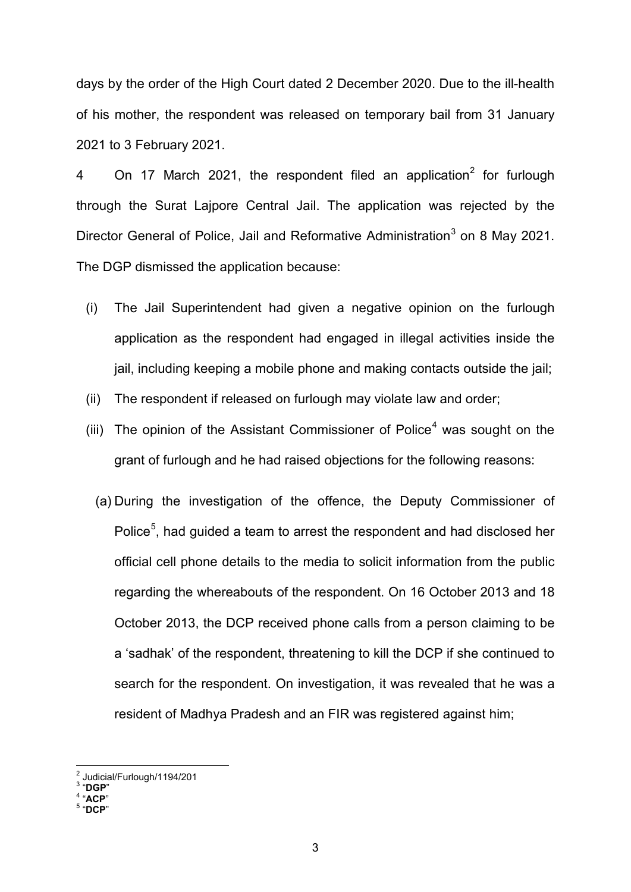days by the order of the High Court dated 2 December 2020. Due to the ill-health of his mother, the respondent was released on temporary bail from 31 January 2021 to 3 February 2021.

4 On 17 March 2021, the respondent filed an application[2] for furlough through the Surat Lajpore Central Jail. The application was rejected by the Director General of Police, Jail and Reformative Administration[3] on 8 May 2021. The DGP dismissed the application because:

(i) The Jail Superintendent had given a negative opinion on the furlough application as the respondent had engaged in illegal activities inside the jail, including keeping a mobile phone and making contacts outside the jail;

(ii) The respondent if released on furlough may violate law and order;

(iii) The opinion of the Assistant Commissioner of Police[4] was sought on the grant of furlough and he had raised objections for the following reasons:

(a) During the investigation of the offence, the Deputy Commissioner of Police[5], had guided a team to arrest the respondent and had disclosed her official cell phone details to the media to solicit information from the public regarding the whereabouts of the respondent. On 16 October 2013 and 18 October 2013, the DCP received phone calls from a person claiming to be a 'sadhak' of the respondent, threatening to kill the DCP if she continued to search for the respondent. On investigation, it was revealed that he was a resident of Madhya Pradesh and an FIR was registered against him;

---

[2] Judicial/Furlough/1194/201

[3] "**DGP**"

[4] "**ACP**"

[5] "**DCP**"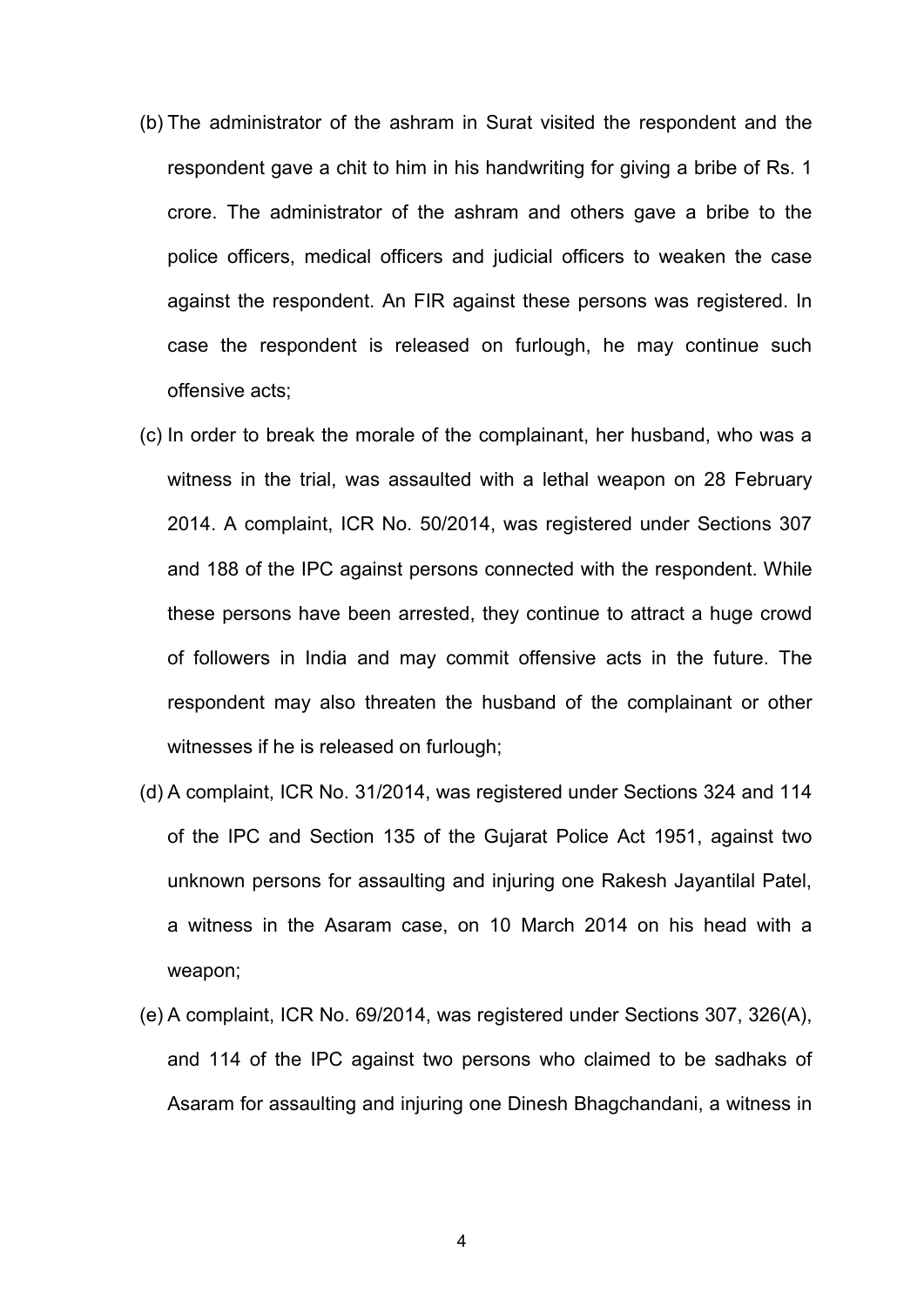(b) The administrator of the ashram in Surat visited the respondent and the respondent gave a chit to him in his handwriting for giving a bribe of Rs. 1 crore. The administrator of the ashram and others gave a bribe to the police officers, medical officers and judicial officers to weaken the case against the respondent. An FIR against these persons was registered. In case the respondent is released on furlough, he may continue such offensive acts;

(c) In order to break the morale of the complainant, her husband, who was a witness in the trial, was assaulted with a lethal weapon on 28 February 2014. A complaint, ICR No. 50/2014, was registered under Sections 307 and 188 of the IPC against persons connected with the respondent. While these persons have been arrested, they continue to attract a huge crowd of followers in India and may commit offensive acts in the future. The respondent may also threaten the husband of the complainant or other witnesses if he is released on furlough;

(d) A complaint, ICR No. 31/2014, was registered under Sections 324 and 114 of the IPC and Section 135 of the Gujarat Police Act 1951, against two unknown persons for assaulting and injuring one Rakesh Jayantilal Patel, a witness in the Asaram case, on 10 March 2014 on his head with a weapon;

(e) A complaint, ICR No. 69/2014, was registered under Sections 307, 326(A), and 114 of the IPC against two persons who claimed to be sadhaks of Asaram for assaulting and injuring one Dinesh Bhagchandani, a witness in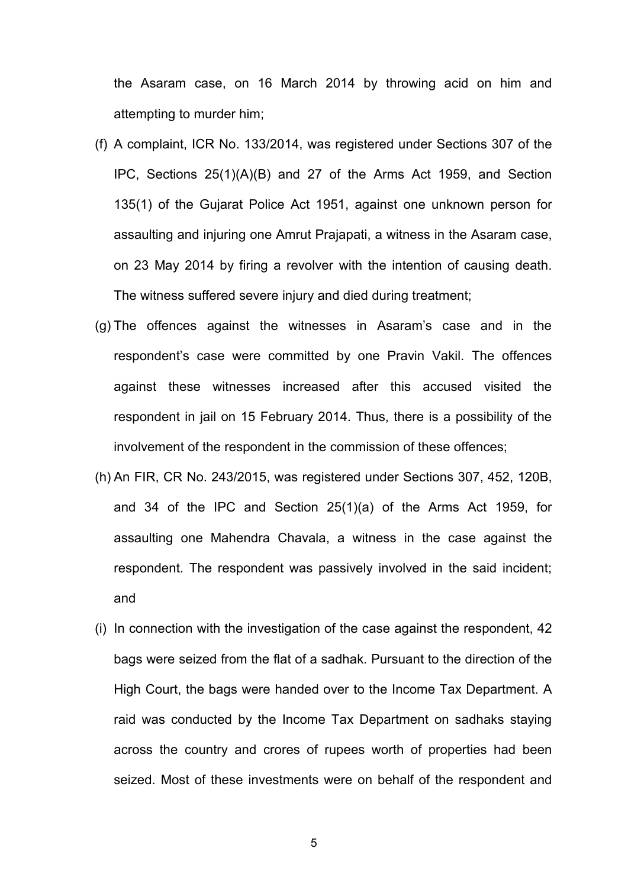the Asaram case, on 16 March 2014 by throwing acid on him and attempting to murder him;

(f) A complaint, ICR No. 133/2014, was registered under Sections 307 of the IPC, Sections 25(1)(A)(B) and 27 of the Arms Act 1959, and Section 135(1) of the Gujarat Police Act 1951, against one unknown person for assaulting and injuring one Amrut Prajapati, a witness in the Asaram case, on 23 May 2014 by firing a revolver with the intention of causing death. The witness suffered severe injury and died during treatment;

(g) The offences against the witnesses in Asaram's case and in the respondent's case were committed by one Pravin Vakil. The offences against these witnesses increased after this accused visited the respondent in jail on 15 February 2014. Thus, there is a possibility of the involvement of the respondent in the commission of these offences;

(h) An FIR, CR No. 243/2015, was registered under Sections 307, 452, 120B, and 34 of the IPC and Section 25(1)(a) of the Arms Act 1959, for assaulting one Mahendra Chavala, a witness in the case against the respondent. The respondent was passively involved in the said incident; and

(i) In connection with the investigation of the case against the respondent, 42 bags were seized from the flat of a sadhak. Pursuant to the direction of the High Court, the bags were handed over to the Income Tax Department. A raid was conducted by the Income Tax Department on sadhaks staying across the country and crores of rupees worth of properties had been seized. Most of these investments were on behalf of the respondent and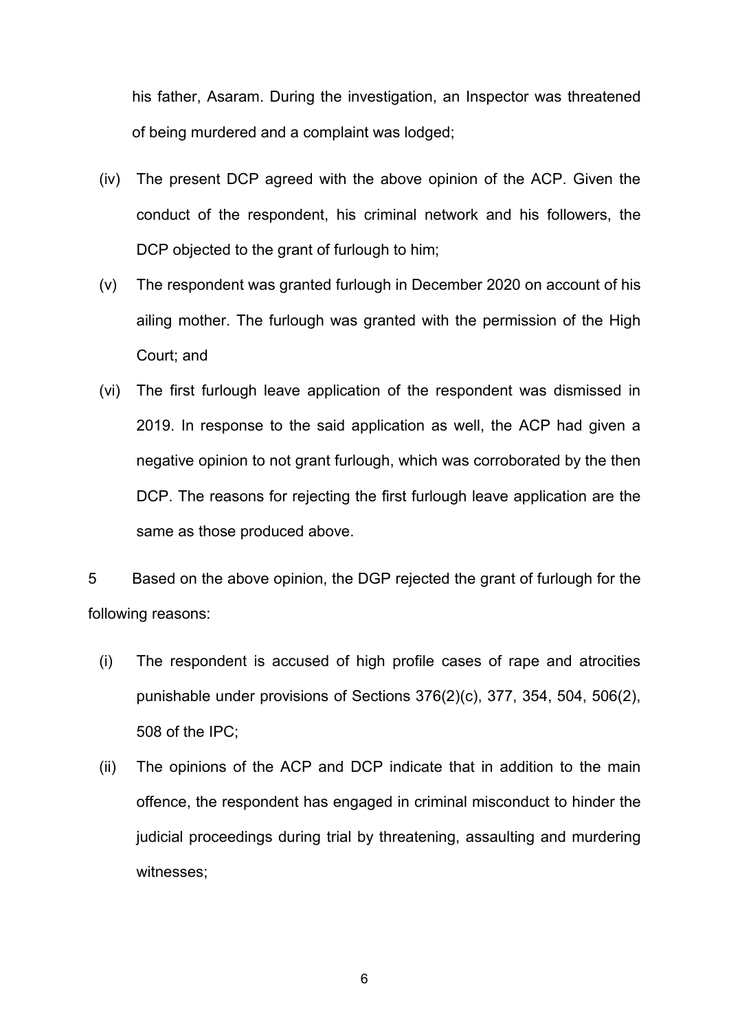his father, Asaram. During the investigation, an Inspector was threatened of being murdered and a complaint was lodged;

(iv) The present DCP agreed with the above opinion of the ACP. Given the conduct of the respondent, his criminal network and his followers, the DCP objected to the grant of furlough to him;

(v) The respondent was granted furlough in December 2020 on account of his ailing mother. The furlough was granted with the permission of the High Court; and

(vi) The first furlough leave application of the respondent was dismissed in 2019. In response to the said application as well, the ACP had given a negative opinion to not grant furlough, which was corroborated by the then DCP. The reasons for rejecting the first furlough leave application are the same as those produced above.

5 Based on the above opinion, the DGP rejected the grant of furlough for the following reasons:

(i) The respondent is accused of high profile cases of rape and atrocities punishable under provisions of Sections 376(2)(c), 377, 354, 504, 506(2), 508 of the IPC;

(ii) The opinions of the ACP and DCP indicate that in addition to the main offence, the respondent has engaged in criminal misconduct to hinder the judicial proceedings during trial by threatening, assaulting and murdering witnesses;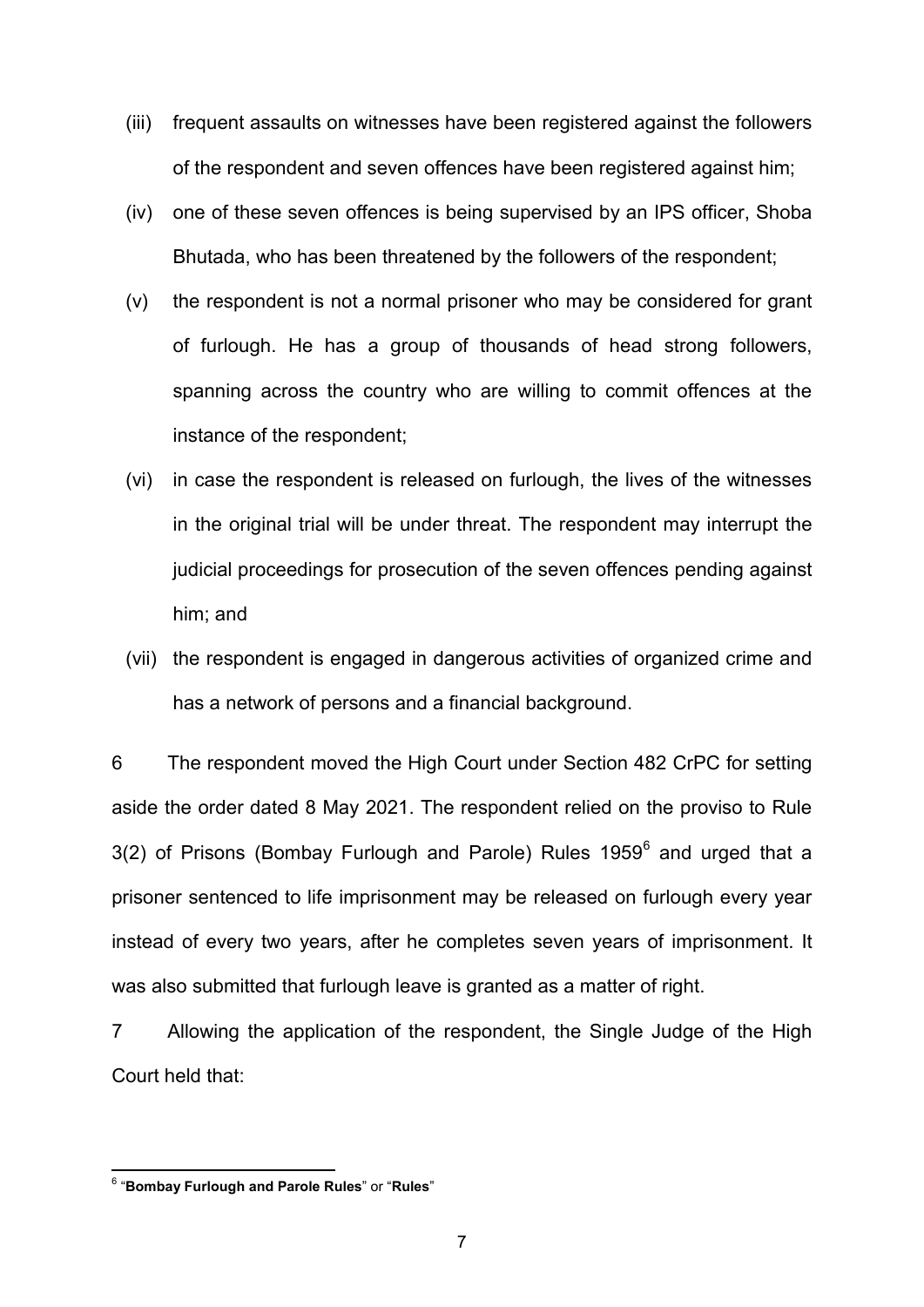(iii) frequent assaults on witnesses have been registered against the followers of the respondent and seven offences have been registered against him;

(iv) one of these seven offences is being supervised by an IPS officer, Shoba Bhutada, who has been threatened by the followers of the respondent;

(v) the respondent is not a normal prisoner who may be considered for grant of furlough. He has a group of thousands of head strong followers, spanning across the country who are willing to commit offences at the instance of the respondent;

(vi) in case the respondent is released on furlough, the lives of the witnesses in the original trial will be under threat. The respondent may interrupt the judicial proceedings for prosecution of the seven offences pending against him; and

(vii) the respondent is engaged in dangerous activities of organized crime and has a network of persons and a financial background.

6 The respondent moved the High Court under Section 482 CrPC for setting aside the order dated 8 May 2021. The respondent relied on the proviso to Rule 3(2) of Prisons (Bombay Furlough and Parole) Rules 1959[6] and urged that a prisoner sentenced to life imprisonment may be released on furlough every year instead of every two years, after he completes seven years of imprisonment. It was also submitted that furlough leave is granted as a matter of right.

7 Allowing the application of the respondent, the Single Judge of the High Court held that:

---

[6] "**Bombay Furlough and Parole Rules**" or "**Rules**"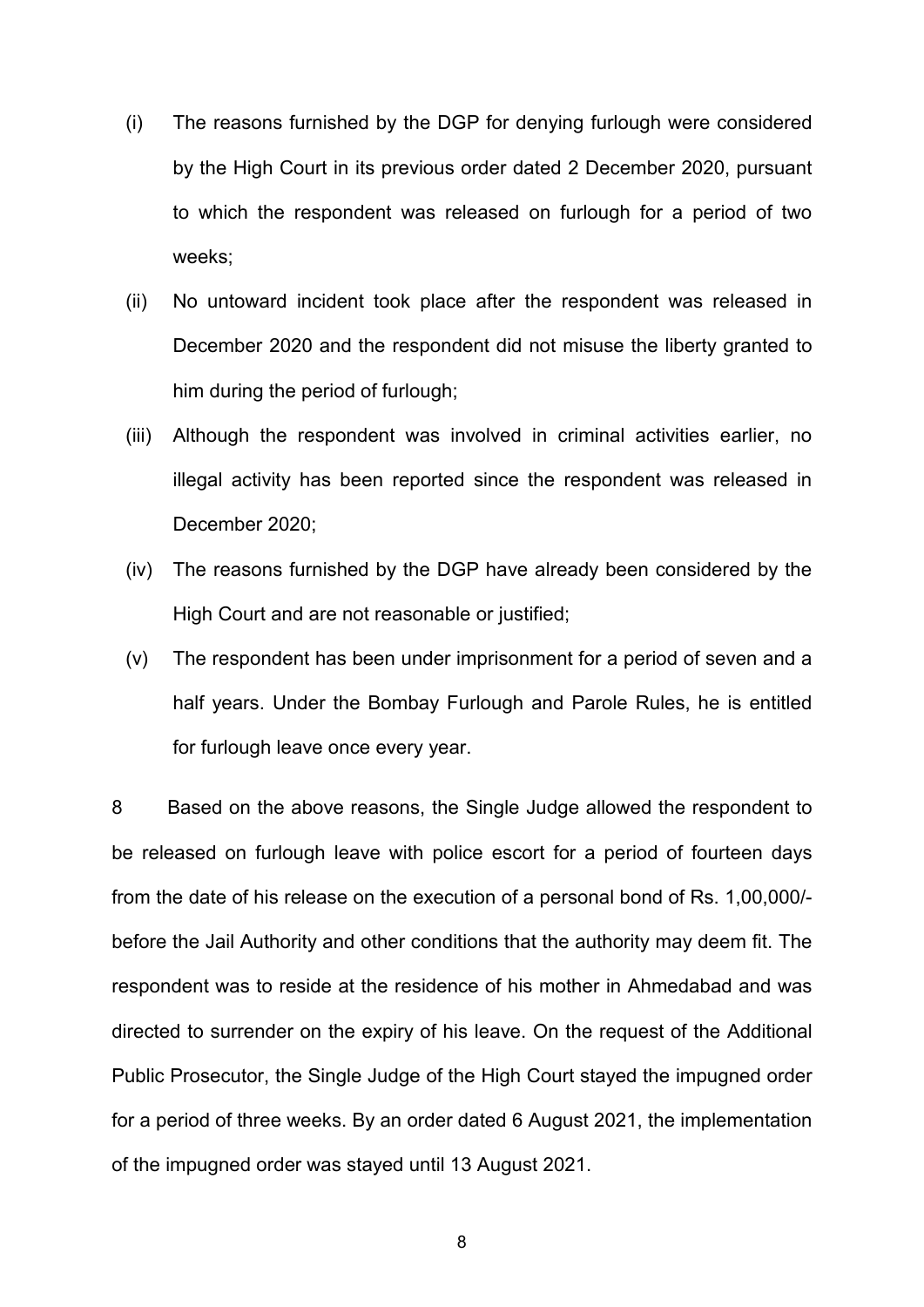(i) The reasons furnished by the DGP for denying furlough were considered by the High Court in its previous order dated 2 December 2020, pursuant to which the respondent was released on furlough for a period of two weeks;

(ii) No untoward incident took place after the respondent was released in December 2020 and the respondent did not misuse the liberty granted to him during the period of furlough;

(iii) Although the respondent was involved in criminal activities earlier, no illegal activity has been reported since the respondent was released in December 2020;

(iv) The reasons furnished by the DGP have already been considered by the High Court and are not reasonable or justified;

(v) The respondent has been under imprisonment for a period of seven and a half years. Under the Bombay Furlough and Parole Rules, he is entitled for furlough leave once every year.

8 Based on the above reasons, the Single Judge allowed the respondent to be released on furlough leave with police escort for a period of fourteen days from the date of his release on the execution of a personal bond of Rs. 1,00,000/- before the Jail Authority and other conditions that the authority may deem fit. The respondent was to reside at the residence of his mother in Ahmedabad and was directed to surrender on the expiry of his leave. On the request of the Additional Public Prosecutor, the Single Judge of the High Court stayed the impugned order for a period of three weeks. By an order dated 6 August 2021, the implementation of the impugned order was stayed until 13 August 2021.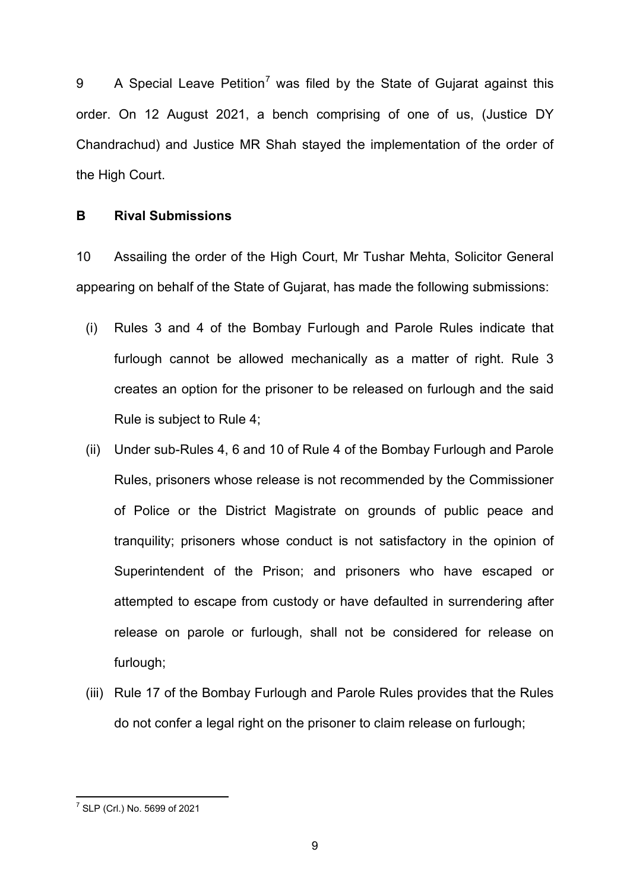9 A Special Leave Petition[7] was filed by the State of Gujarat against this order. On 12 August 2021, a bench comprising of one of us, (Justice DY Chandrachud) and Justice MR Shah stayed the implementation of the order of the High Court.

## B Rival Submissions

10 Assailing the order of the High Court, Mr Tushar Mehta, Solicitor General appearing on behalf of the State of Gujarat, has made the following submissions:

(i) Rules 3 and 4 of the Bombay Furlough and Parole Rules indicate that furlough cannot be allowed mechanically as a matter of right. Rule 3 creates an option for the prisoner to be released on furlough and the said Rule is subject to Rule 4;

(ii) Under sub-Rules 4, 6 and 10 of Rule 4 of the Bombay Furlough and Parole Rules, prisoners whose release is not recommended by the Commissioner of Police or the District Magistrate on grounds of public peace and tranquility; prisoners whose conduct is not satisfactory in the opinion of Superintendent of the Prison; and prisoners who have escaped or attempted to escape from custody or have defaulted in surrendering after release on parole or furlough, shall not be considered for release on furlough;

(iii) Rule 17 of the Bombay Furlough and Parole Rules provides that the Rules do not confer a legal right on the prisoner to claim release on furlough;

---

[7] SLP (Crl.) No. 5699 of 2021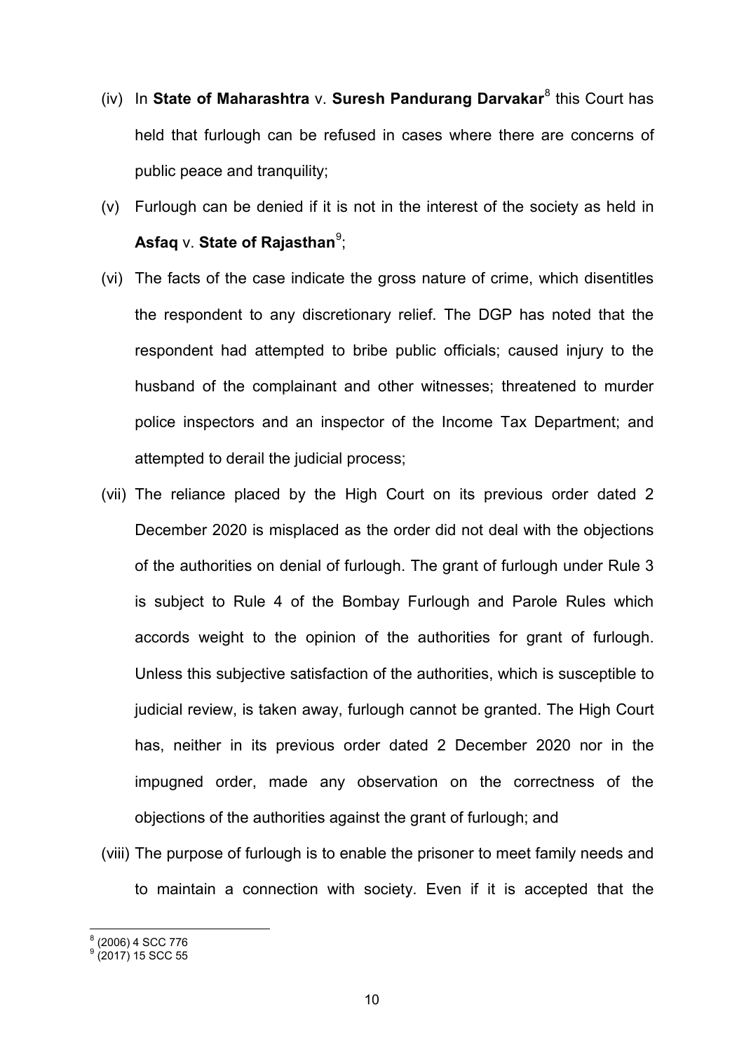(iv) In **State of Maharashtra** v. **Suresh Pandurang Darvakar**[8] this Court has held that furlough can be refused in cases where there are concerns of public peace and tranquility;

(v) Furlough can be denied if it is not in the interest of the society as held in **Asfaq** v. **State of Rajasthan**[9];

(vi) The facts of the case indicate the gross nature of crime, which disentitles the respondent to any discretionary relief. The DGP has noted that the respondent had attempted to bribe public officials; caused injury to the husband of the complainant and other witnesses; threatened to murder police inspectors and an inspector of the Income Tax Department; and attempted to derail the judicial process;

(vii) The reliance placed by the High Court on its previous order dated 2 December 2020 is misplaced as the order did not deal with the objections of the authorities on denial of furlough. The grant of furlough under Rule 3 is subject to Rule 4 of the Bombay Furlough and Parole Rules which accords weight to the opinion of the authorities for grant of furlough. Unless this subjective satisfaction of the authorities, which is susceptible to judicial review, is taken away, furlough cannot be granted. The High Court has, neither in its previous order dated 2 December 2020 nor in the impugned order, made any observation on the correctness of the objections of the authorities against the grant of furlough; and

(viii) The purpose of furlough is to enable the prisoner to meet family needs and to maintain a connection with society. Even if it is accepted that the

[8] (2006) 4 SCC 776

[9] (2017) 15 SCC 55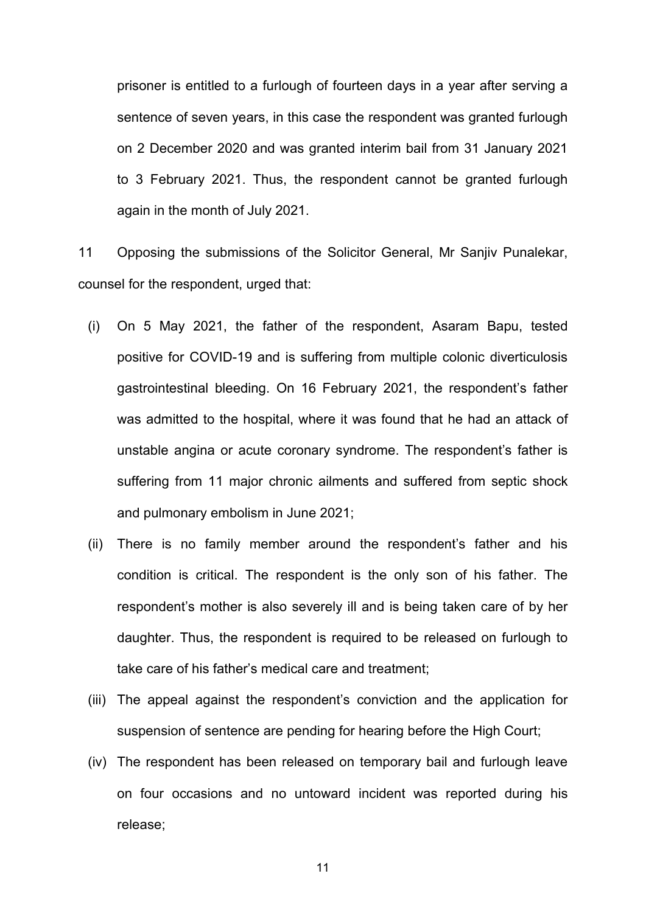prisoner is entitled to a furlough of fourteen days in a year after serving a sentence of seven years, in this case the respondent was granted furlough on 2 December 2020 and was granted interim bail from 31 January 2021 to 3 February 2021. Thus, the respondent cannot be granted furlough again in the month of July 2021.

11 Opposing the submissions of the Solicitor General, Mr Sanjiv Punalekar, counsel for the respondent, urged that:

(i) On 5 May 2021, the father of the respondent, Asaram Bapu, tested positive for COVID-19 and is suffering from multiple colonic diverticulosis gastrointestinal bleeding. On 16 February 2021, the respondent's father was admitted to the hospital, where it was found that he had an attack of unstable angina or acute coronary syndrome. The respondent's father is suffering from 11 major chronic ailments and suffered from septic shock and pulmonary embolism in June 2021;

(ii) There is no family member around the respondent's father and his condition is critical. The respondent is the only son of his father. The respondent's mother is also severely ill and is being taken care of by her daughter. Thus, the respondent is required to be released on furlough to take care of his father's medical care and treatment;

(iii) The appeal against the respondent's conviction and the application for suspension of sentence are pending for hearing before the High Court;

(iv) The respondent has been released on temporary bail and furlough leave on four occasions and no untoward incident was reported during his release;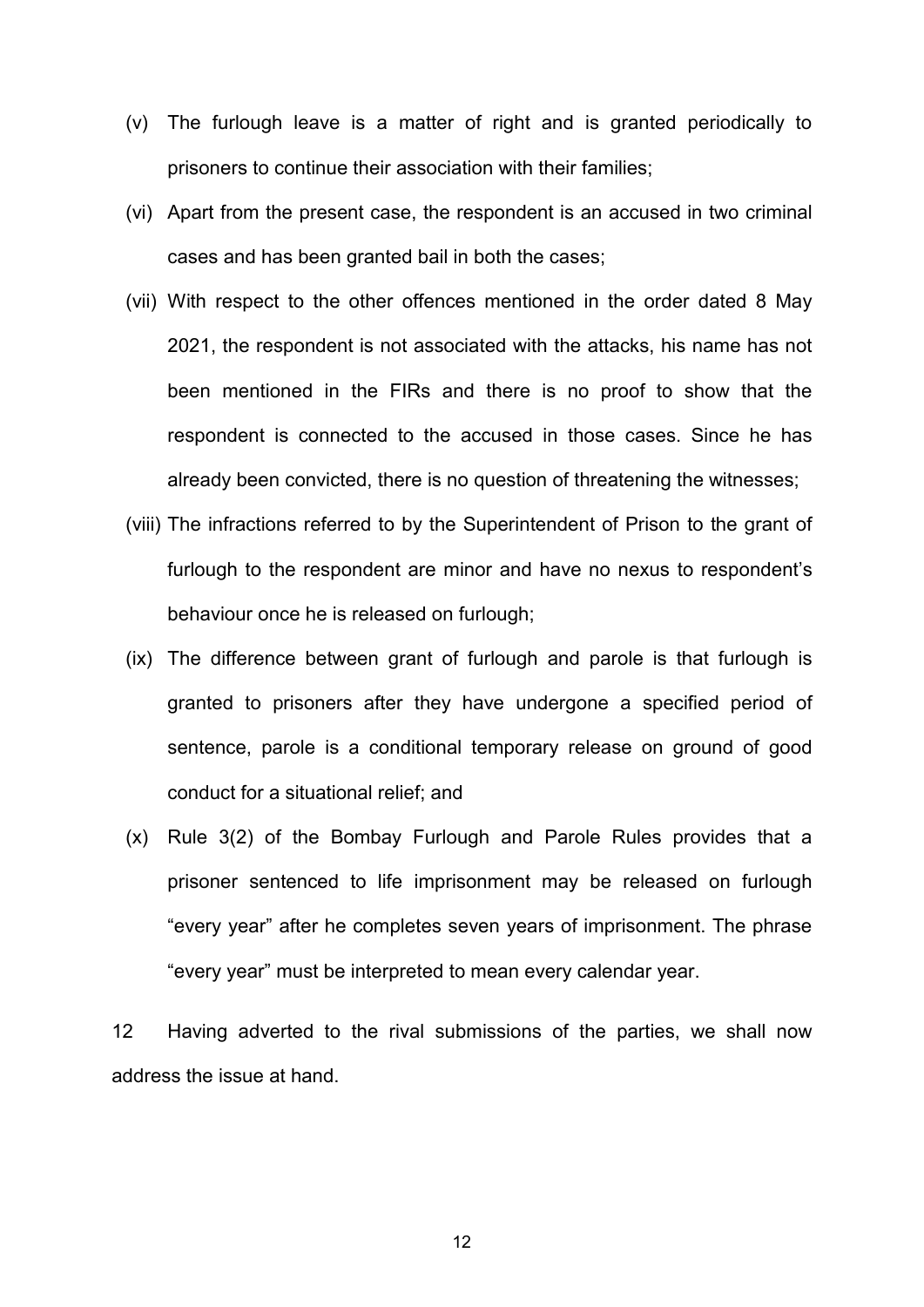(v) The furlough leave is a matter of right and is granted periodically to prisoners to continue their association with their families;

(vi) Apart from the present case, the respondent is an accused in two criminal cases and has been granted bail in both the cases;

(vii) With respect to the other offences mentioned in the order dated 8 May 2021, the respondent is not associated with the attacks, his name has not been mentioned in the FIRs and there is no proof to show that the respondent is connected to the accused in those cases. Since he has already been convicted, there is no question of threatening the witnesses;

(viii) The infractions referred to by the Superintendent of Prison to the grant of furlough to the respondent are minor and have no nexus to respondent's behaviour once he is released on furlough;

(ix) The difference between grant of furlough and parole is that furlough is granted to prisoners after they have undergone a specified period of sentence, parole is a conditional temporary release on ground of good conduct for a situational relief; and

(x) Rule 3(2) of the Bombay Furlough and Parole Rules provides that a prisoner sentenced to life imprisonment may be released on furlough "every year" after he completes seven years of imprisonment. The phrase "every year" must be interpreted to mean every calendar year.

12 Having adverted to the rival submissions of the parties, we shall now address the issue at hand.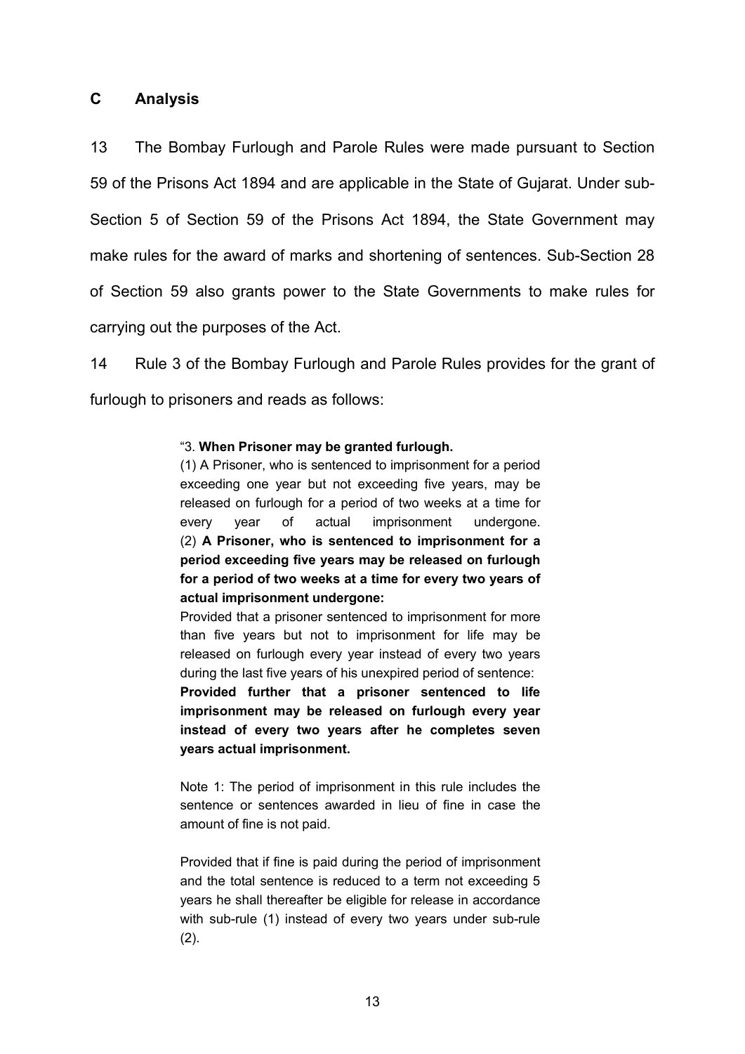## C Analysis

13 The Bombay Furlough and Parole Rules were made pursuant to Section 59 of the Prisons Act 1894 and are applicable in the State of Gujarat. Under sub-Section 5 of Section 59 of the Prisons Act 1894, the State Government may make rules for the award of marks and shortening of sentences. Sub-Section 28 of Section 59 also grants power to the State Governments to make rules for carrying out the purposes of the Act.

14 Rule 3 of the Bombay Furlough and Parole Rules provides for the grant of furlough to prisoners and reads as follows:

> "3. **When Prisoner may be granted furlough.**
>
> (1) A Prisoner, who is sentenced to imprisonment for a period exceeding one year but not exceeding five years, may be released on furlough for a period of two weeks at a time for every year of actual imprisonment undergone.
>
> (2) **A Prisoner, who is sentenced to imprisonment for a period exceeding five years may be released on furlough for a period of two weeks at a time for every two years of actual imprisonment undergone:**
>
> Provided that a prisoner sentenced to imprisonment for more than five years but not to imprisonment for life may be released on furlough every year instead of every two years during the last five years of his unexpired period of sentence:
>
> **Provided further that a prisoner sentenced to life imprisonment may be released on furlough every year instead of every two years after he completes seven years actual imprisonment.**
>
> Note 1: The period of imprisonment in this rule includes the sentence or sentences awarded in lieu of fine in case the amount of fine is not paid.
>
> Provided that if fine is paid during the period of imprisonment and the total sentence is reduced to a term not exceeding 5 years he shall thereafter be eligible for release in accordance with sub-rule (1) instead of every two years under sub-rule (2).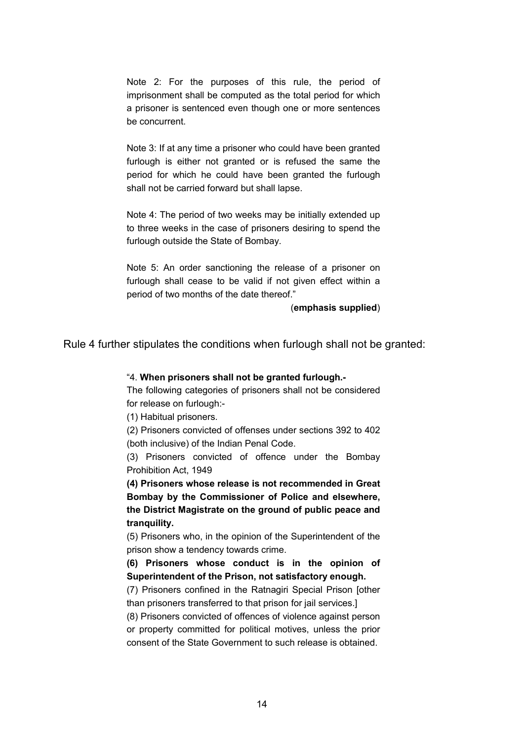> Note 2: For the purposes of this rule, the period of imprisonment shall be computed as the total period for which a prisoner is sentenced even though one or more sentences be concurrent.
>
> Note 3: If at any time a prisoner who could have been granted furlough is either not granted or is refused the same the period for which he could have been granted the furlough shall not be carried forward but shall lapse.
>
> Note 4: The period of two weeks may be initially extended up to three weeks in the case of prisoners desiring to spend the furlough outside the State of Bombay.
>
> Note 5: An order sanctioning the release of a prisoner on furlough shall cease to be valid if not given effect within a period of two months of the date thereof."
>
> (**emphasis supplied**)

Rule 4 further stipulates the conditions when furlough shall not be granted:

> "4. **When prisoners shall not be granted furlough.-**
>
> The following categories of prisoners shall not be considered for release on furlough:-
>
> (1) Habitual prisoners.
>
> (2) Prisoners convicted of offenses under sections 392 to 402 (both inclusive) of the Indian Penal Code.
>
> (3) Prisoners convicted of offence under the Bombay Prohibition Act, 1949
>
> **(4) Prisoners whose release is not recommended in Great Bombay by the Commissioner of Police and elsewhere, the District Magistrate on the ground of public peace and tranquility.**
>
> (5) Prisoners who, in the opinion of the Superintendent of the prison show a tendency towards crime.
>
> **(6) Prisoners whose conduct is in the opinion of Superintendent of the Prison, not satisfactory enough.**
>
> (7) Prisoners confined in the Ratnagiri Special Prison [other than prisoners transferred to that prison for jail services.]
>
> (8) Prisoners convicted of offences of violence against person or property committed for political motives, unless the prior consent of the State Government to such release is obtained.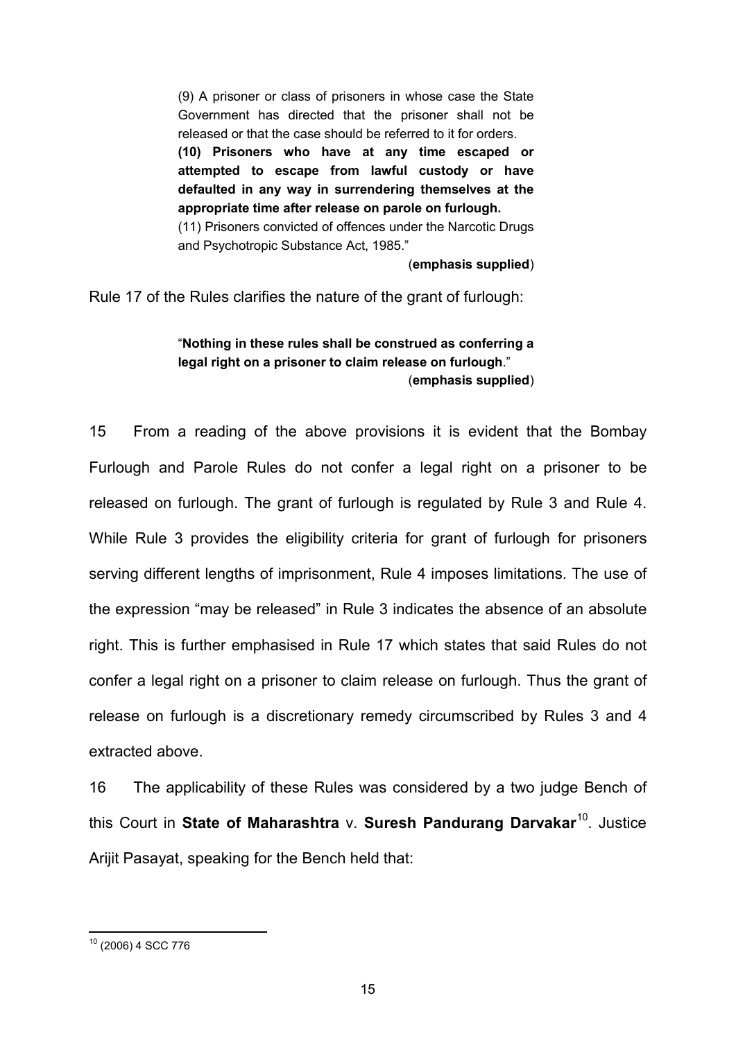> (9) A prisoner or class of prisoners in whose case the State Government has directed that the prisoner shall not be released or that the case should be referred to it for orders.
>
> **(10) Prisoners who have at any time escaped or attempted to escape from lawful custody or have defaulted in any way in surrendering themselves at the appropriate time after release on parole on furlough.**
>
> (11) Prisoners convicted of offences under the Narcotic Drugs and Psychotropic Substance Act, 1985."
>
> (**emphasis supplied**)

Rule 17 of the Rules clarifies the nature of the grant of furlough:

> "**Nothing in these rules shall be construed as conferring a legal right on a prisoner to claim release on furlough**."
>
> (**emphasis supplied**)

15 From a reading of the above provisions it is evident that the Bombay Furlough and Parole Rules do not confer a legal right on a prisoner to be released on furlough. The grant of furlough is regulated by Rule 3 and Rule 4. While Rule 3 provides the eligibility criteria for grant of furlough for prisoners serving different lengths of imprisonment, Rule 4 imposes limitations. The use of the expression "may be released" in Rule 3 indicates the absence of an absolute right. This is further emphasised in Rule 17 which states that said Rules do not confer a legal right on a prisoner to claim release on furlough. Thus the grant of release on furlough is a discretionary remedy circumscribed by Rules 3 and 4 extracted above.

16 The applicability of these Rules was considered by a two judge Bench of this Court in **State of Maharashtra** v. **Suresh Pandurang Darvakar**[10]. Justice Arijit Pasayat, speaking for the Bench held that:

---

[10] (2006) 4 SCC 776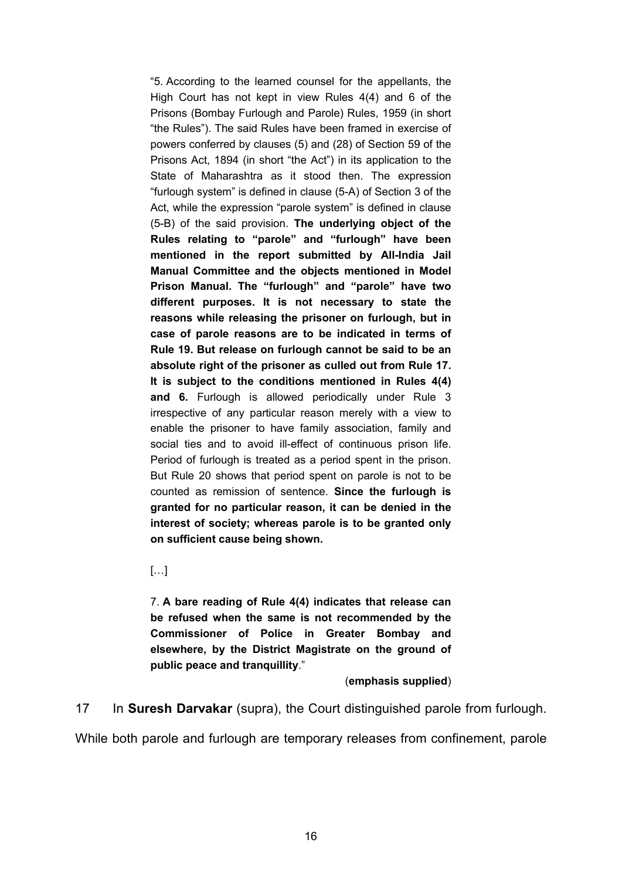> "5. According to the learned counsel for the appellants, the High Court has not kept in view Rules 4(4) and 6 of the Prisons (Bombay Furlough and Parole) Rules, 1959 (in short "the Rules"). The said Rules have been framed in exercise of powers conferred by clauses (5) and (28) of Section 59 of the Prisons Act, 1894 (in short "the Act") in its application to the State of Maharashtra as it stood then. The expression "furlough system" is defined in clause (5-A) of Section 3 of the Act, while the expression "parole system" is defined in clause (5-B) of the said provision. **The underlying object of the Rules relating to "parole" and "furlough" have been mentioned in the report submitted by All-India Jail Manual Committee and the objects mentioned in Model Prison Manual. The "furlough" and "parole" have two different purposes. It is not necessary to state the reasons while releasing the prisoner on furlough, but in case of parole reasons are to be indicated in terms of Rule 19. But release on furlough cannot be said to be an absolute right of the prisoner as culled out from Rule 17. It is subject to the conditions mentioned in Rules 4(4) and 6.** Furlough is allowed periodically under Rule 3 irrespective of any particular reason merely with a view to enable the prisoner to have family association, family and social ties and to avoid ill-effect of continuous prison life. Period of furlough is treated as a period spent in the prison. But Rule 20 shows that period spent on parole is not to be counted as remission of sentence. **Since the furlough is granted for no particular reason, it can be denied in the interest of society; whereas parole is to be granted only on sufficient cause being shown.**
>
> […]
>
> 7. **A bare reading of Rule 4(4) indicates that release can be refused when the same is not recommended by the Commissioner of Police in Greater Bombay and elsewhere, by the District Magistrate on the ground of public peace and tranquillity.**"
>
> (**emphasis supplied**)

17 In **Suresh Darvakar** (supra), the Court distinguished parole from furlough. While both parole and furlough are temporary releases from confinement, parole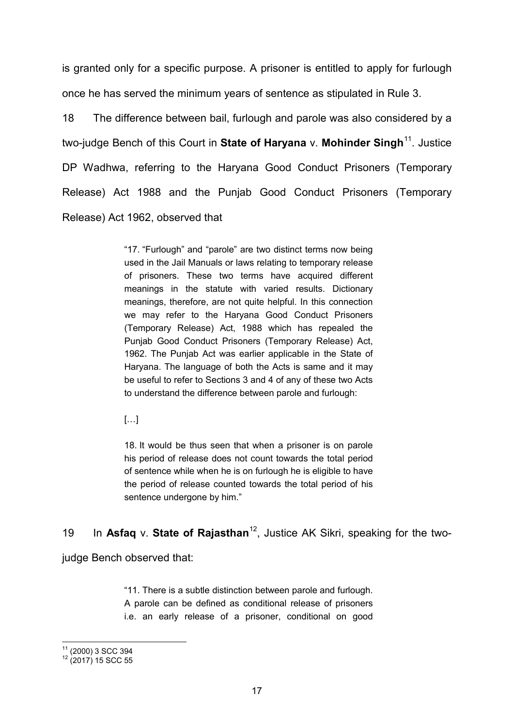is granted only for a specific purpose. A prisoner is entitled to apply for furlough once he has served the minimum years of sentence as stipulated in Rule 3.

18 The difference between bail, furlough and parole was also considered by a two-judge Bench of this Court in **State of Haryana** v. **Mohinder Singh**[11]. Justice DP Wadhwa, referring to the Haryana Good Conduct Prisoners (Temporary Release) Act 1988 and the Punjab Good Conduct Prisoners (Temporary Release) Act 1962, observed that

> "17. "Furlough" and "parole" are two distinct terms now being used in the Jail Manuals or laws relating to temporary release of prisoners. These two terms have acquired different meanings in the statute with varied results. Dictionary meanings, therefore, are not quite helpful. In this connection we may refer to the Haryana Good Conduct Prisoners (Temporary Release) Act, 1988 which has repealed the Punjab Good Conduct Prisoners (Temporary Release) Act, 1962. The Punjab Act was earlier applicable in the State of Haryana. The language of both the Acts is same and it may be useful to refer to Sections 3 and 4 of any of these two Acts to understand the difference between parole and furlough:
>
> […]
>
> 18. It would be thus seen that when a prisoner is on parole his period of release does not count towards the total period of sentence while when he is on furlough he is eligible to have the period of release counted towards the total period of his sentence undergone by him."

19 In **Asfaq** v. **State of Rajasthan**[12], Justice AK Sikri, speaking for the two-judge Bench observed that:

> "11. There is a subtle distinction between parole and furlough. A parole can be defined as conditional release of prisoners i.e. an early release of a prisoner, conditional on good

[11] (2000) 3 SCC 394

[12] (2017) 15 SCC 55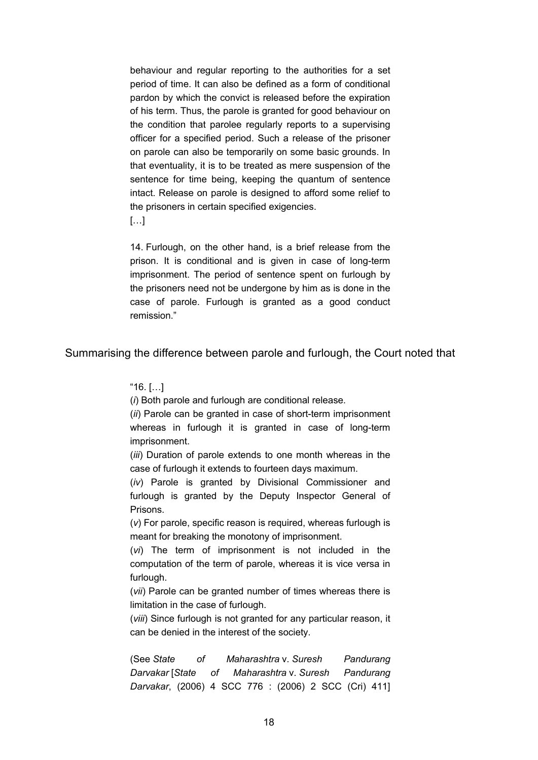> behaviour and regular reporting to the authorities for a set period of time. It can also be defined as a form of conditional pardon by which the convict is released before the expiration of his term. Thus, the parole is granted for good behaviour on the condition that parolee regularly reports to a supervising officer for a specified period. Such a release of the prisoner on parole can also be temporarily on some basic grounds. In that eventuality, it is to be treated as mere suspension of the sentence for time being, keeping the quantum of sentence intact. Release on parole is designed to afford some relief to the prisoners in certain specified exigencies.
>
> […]
>
> 14. Furlough, on the other hand, is a brief release from the prison. It is conditional and is given in case of long-term imprisonment. The period of sentence spent on furlough by the prisoners need not be undergone by him as is done in the case of parole. Furlough is granted as a good conduct remission."

Summarising the difference between parole and furlough, the Court noted that

> "16. […]
>
> (*i*) Both parole and furlough are conditional release.
>
> (*ii*) Parole can be granted in case of short-term imprisonment whereas in furlough it is granted in case of long-term imprisonment.
>
> (*iii*) Duration of parole extends to one month whereas in the case of furlough it extends to fourteen days maximum.
>
> (*iv*) Parole is granted by Divisional Commissioner and furlough is granted by the Deputy Inspector General of Prisons.
>
> (*v*) For parole, specific reason is required, whereas furlough is meant for breaking the monotony of imprisonment.
>
> (*vi*) The term of imprisonment is not included in the computation of the term of parole, whereas it is vice versa in furlough.
>
> (*vii*) Parole can be granted number of times whereas there is limitation in the case of furlough.
>
> (*viii*) Since furlough is not granted for any particular reason, it can be denied in the interest of the society.
>
> (See *State of Maharashtra* v. *Suresh Pandurang Darvakar* [*State of Maharashtra* v. *Suresh Pandurang Darvakar*, (2006) 4 SCC 776 : (2006) 2 SCC (Cri) 411]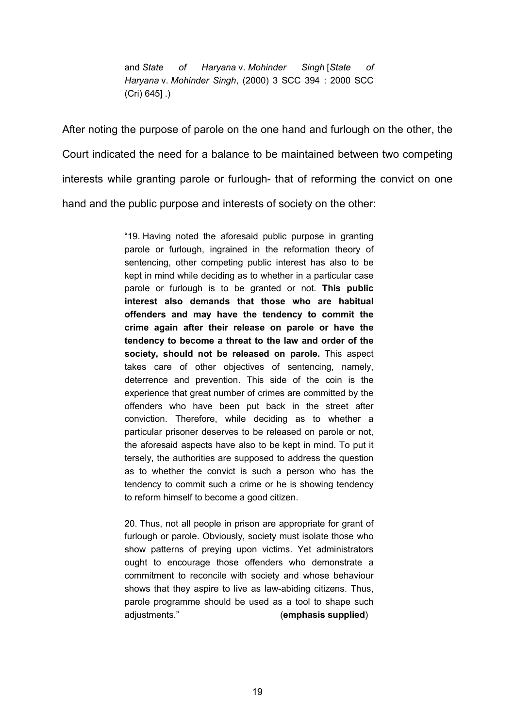> and *State of Haryana* v. *Mohinder Singh* [*State of Haryana* v. *Mohinder Singh*, (2000) 3 SCC 394 : 2000 SCC (Cri) 645] .)

After noting the purpose of parole on the one hand and furlough on the other, the Court indicated the need for a balance to be maintained between two competing interests while granting parole or furlough- that of reforming the convict on one hand and the public purpose and interests of society on the other:

> "19. Having noted the aforesaid public purpose in granting parole or furlough, ingrained in the reformation theory of sentencing, other competing public interest has also to be kept in mind while deciding as to whether in a particular case parole or furlough is to be granted or not. **This public interest also demands that those who are habitual offenders and may have the tendency to commit the crime again after their release on parole or have the tendency to become a threat to the law and order of the society, should not be released on parole.** This aspect takes care of other objectives of sentencing, namely, deterrence and prevention. This side of the coin is the experience that great number of crimes are committed by the offenders who have been put back in the street after conviction. Therefore, while deciding as to whether a particular prisoner deserves to be released on parole or not, the aforesaid aspects have also to be kept in mind. To put it tersely, the authorities are supposed to address the question as to whether the convict is such a person who has the tendency to commit such a crime or he is showing tendency to reform himself to become a good citizen.
>
> 20. Thus, not all people in prison are appropriate for grant of furlough or parole. Obviously, society must isolate those who show patterns of preying upon victims. Yet administrators ought to encourage those offenders who demonstrate a commitment to reconcile with society and whose behaviour shows that they aspire to live as law-abiding citizens. Thus, parole programme should be used as a tool to shape such adjustments." (**emphasis supplied**)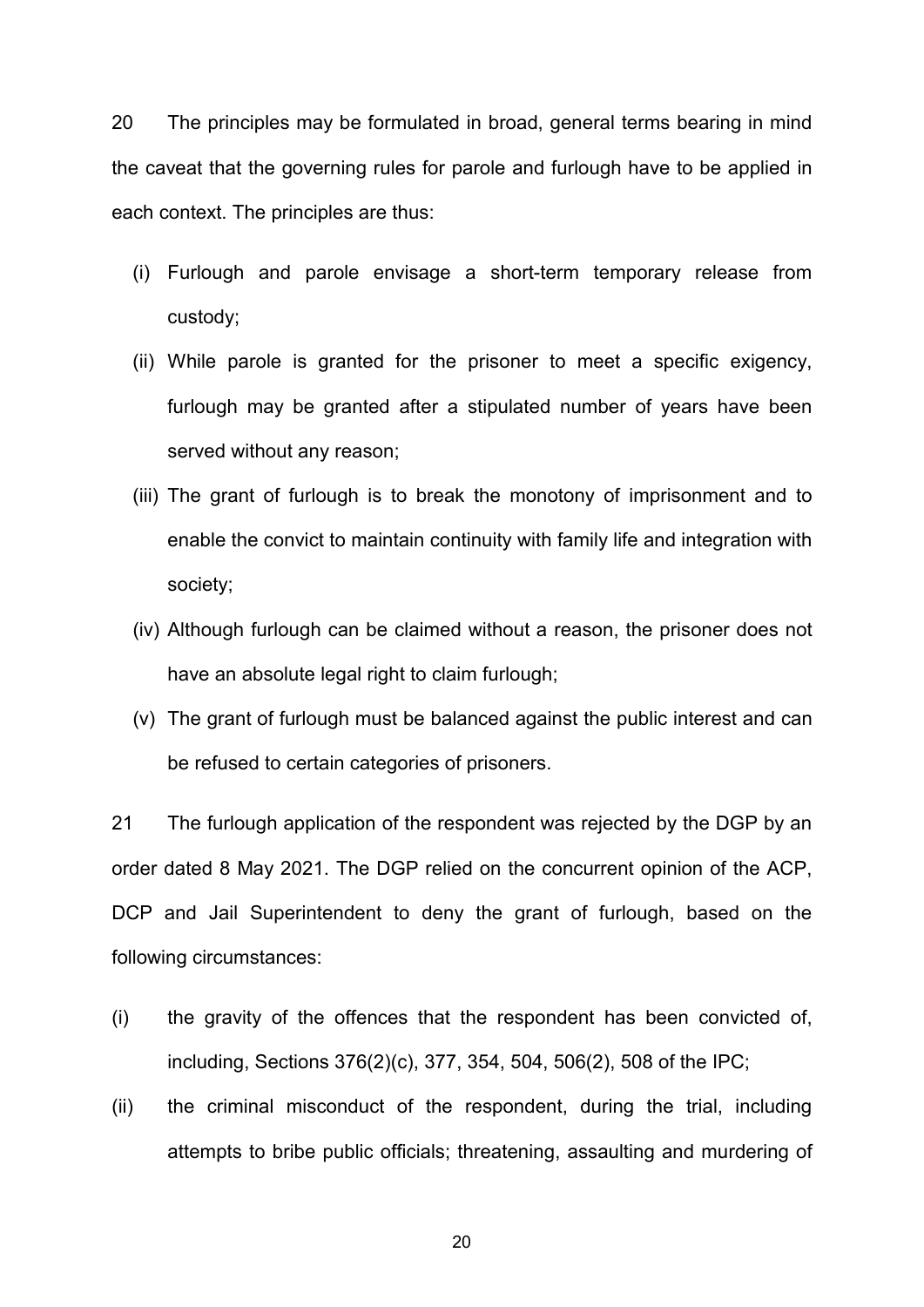20 The principles may be formulated in broad, general terms bearing in mind the caveat that the governing rules for parole and furlough have to be applied in each context. The principles are thus:

(i) Furlough and parole envisage a short-term temporary release from custody;

(ii) While parole is granted for the prisoner to meet a specific exigency, furlough may be granted after a stipulated number of years have been served without any reason;

(iii) The grant of furlough is to break the monotony of imprisonment and to enable the convict to maintain continuity with family life and integration with society;

(iv) Although furlough can be claimed without a reason, the prisoner does not have an absolute legal right to claim furlough;

(v) The grant of furlough must be balanced against the public interest and can be refused to certain categories of prisoners.

21 The furlough application of the respondent was rejected by the DGP by an order dated 8 May 2021. The DGP relied on the concurrent opinion of the ACP, DCP and Jail Superintendent to deny the grant of furlough, based on the following circumstances:

(i) the gravity of the offences that the respondent has been convicted of, including, Sections 376(2)(c), 377, 354, 504, 506(2), 508 of the IPC;

(ii) the criminal misconduct of the respondent, during the trial, including attempts to bribe public officials; threatening, assaulting and murdering of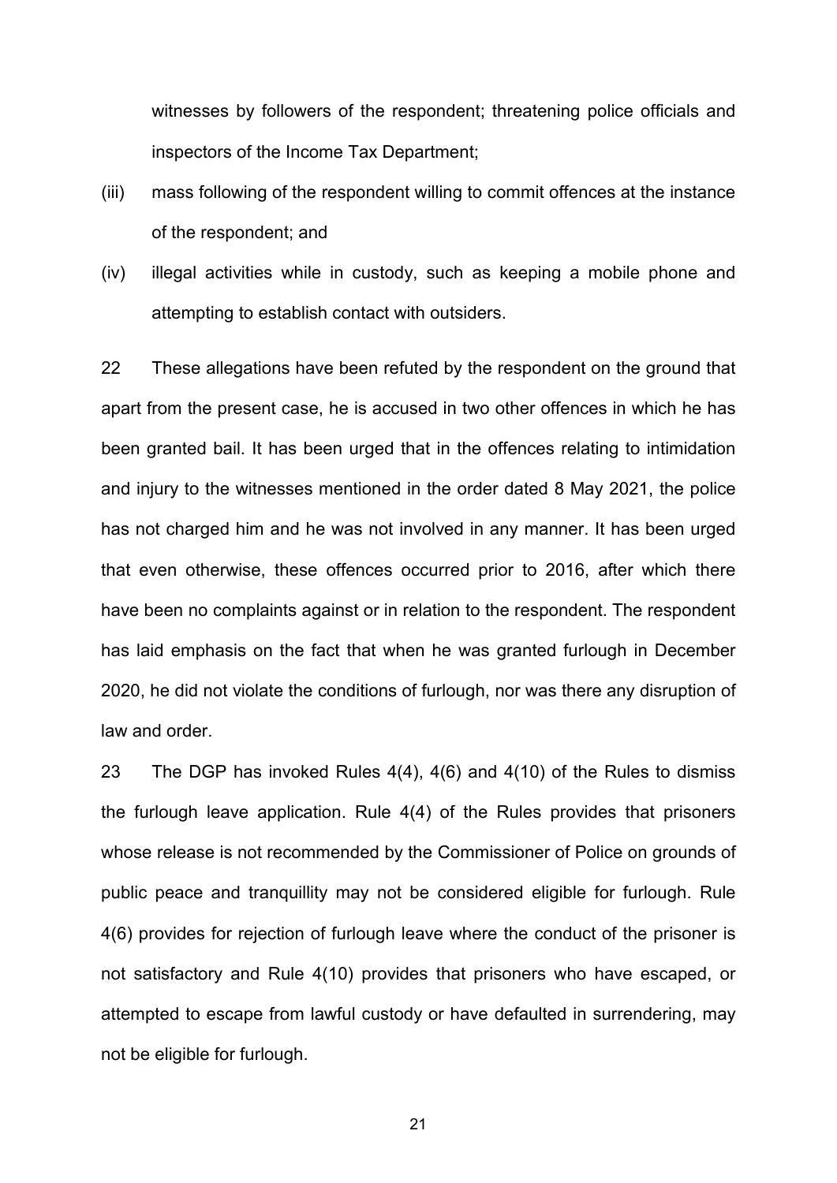witnesses by followers of the respondent; threatening police officials and inspectors of the Income Tax Department;

(iii) mass following of the respondent willing to commit offences at the instance of the respondent; and

(iv) illegal activities while in custody, such as keeping a mobile phone and attempting to establish contact with outsiders.

22 These allegations have been refuted by the respondent on the ground that apart from the present case, he is accused in two other offences in which he has been granted bail. It has been urged that in the offences relating to intimidation and injury to the witnesses mentioned in the order dated 8 May 2021, the police has not charged him and he was not involved in any manner. It has been urged that even otherwise, these offences occurred prior to 2016, after which there have been no complaints against or in relation to the respondent. The respondent has laid emphasis on the fact that when he was granted furlough in December 2020, he did not violate the conditions of furlough, nor was there any disruption of law and order.

23 The DGP has invoked Rules 4(4), 4(6) and 4(10) of the Rules to dismiss the furlough leave application. Rule 4(4) of the Rules provides that prisoners whose release is not recommended by the Commissioner of Police on grounds of public peace and tranquillity may not be considered eligible for furlough. Rule 4(6) provides for rejection of furlough leave where the conduct of the prisoner is not satisfactory and Rule 4(10) provides that prisoners who have escaped, or attempted to escape from lawful custody or have defaulted in surrendering, may not be eligible for furlough.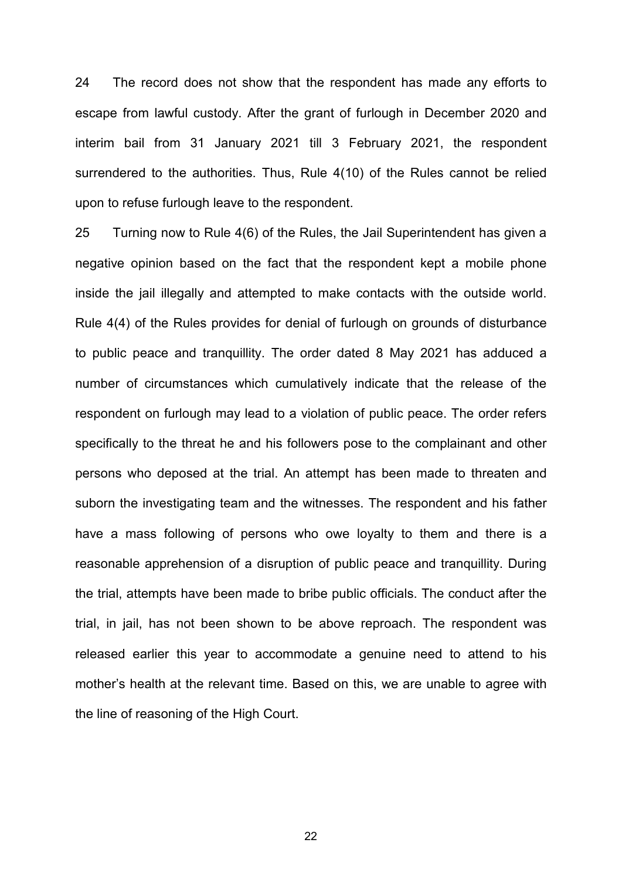24 The record does not show that the respondent has made any efforts to escape from lawful custody. After the grant of furlough in December 2020 and interim bail from 31 January 2021 till 3 February 2021, the respondent surrendered to the authorities. Thus, Rule 4(10) of the Rules cannot be relied upon to refuse furlough leave to the respondent.

25 Turning now to Rule 4(6) of the Rules, the Jail Superintendent has given a negative opinion based on the fact that the respondent kept a mobile phone inside the jail illegally and attempted to make contacts with the outside world. Rule 4(4) of the Rules provides for denial of furlough on grounds of disturbance to public peace and tranquillity. The order dated 8 May 2021 has adduced a number of circumstances which cumulatively indicate that the release of the respondent on furlough may lead to a violation of public peace. The order refers specifically to the threat he and his followers pose to the complainant and other persons who deposed at the trial. An attempt has been made to threaten and suborn the investigating team and the witnesses. The respondent and his father have a mass following of persons who owe loyalty to them and there is a reasonable apprehension of a disruption of public peace and tranquillity. During the trial, attempts have been made to bribe public officials. The conduct after the trial, in jail, has not been shown to be above reproach. The respondent was released earlier this year to accommodate a genuine need to attend to his mother's health at the relevant time. Based on this, we are unable to agree with the line of reasoning of the High Court.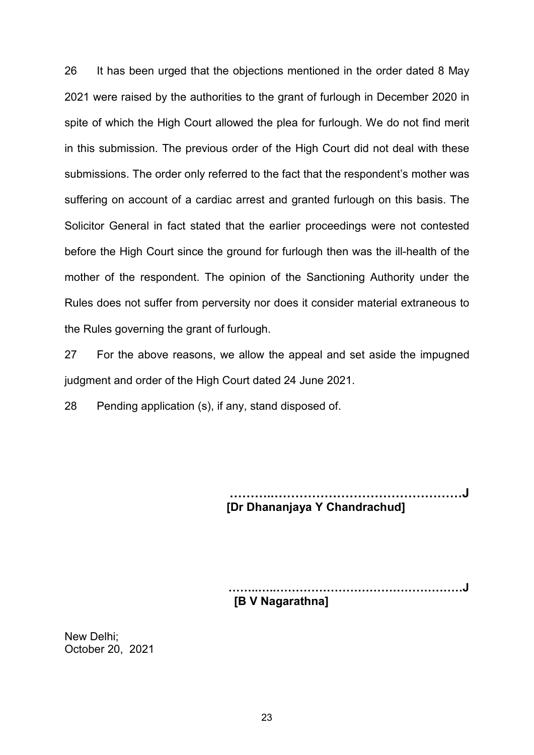26 It has been urged that the objections mentioned in the order dated 8 May 2021 were raised by the authorities to the grant of furlough in December 2020 in spite of which the High Court allowed the plea for furlough. We do not find merit in this submission. The previous order of the High Court did not deal with these submissions. The order only referred to the fact that the respondent's mother was suffering on account of a cardiac arrest and granted furlough on this basis. The Solicitor General in fact stated that the earlier proceedings were not contested before the High Court since the ground for furlough then was the ill-health of the mother of the respondent. The opinion of the Sanctioning Authority under the Rules does not suffer from perversity nor does it consider material extraneous to the Rules governing the grant of furlough.

27 For the above reasons, we allow the appeal and set aside the impugned judgment and order of the High Court dated 24 June 2021.

28 Pending application (s), if any, stand disposed of.

**………..…………………………………………J**
**[Dr Dhananjaya Y Chandrachud]**

**……..…..…………………………………………J**
**[B V Nagarathna]**

New Delhi;
October 20, 2021